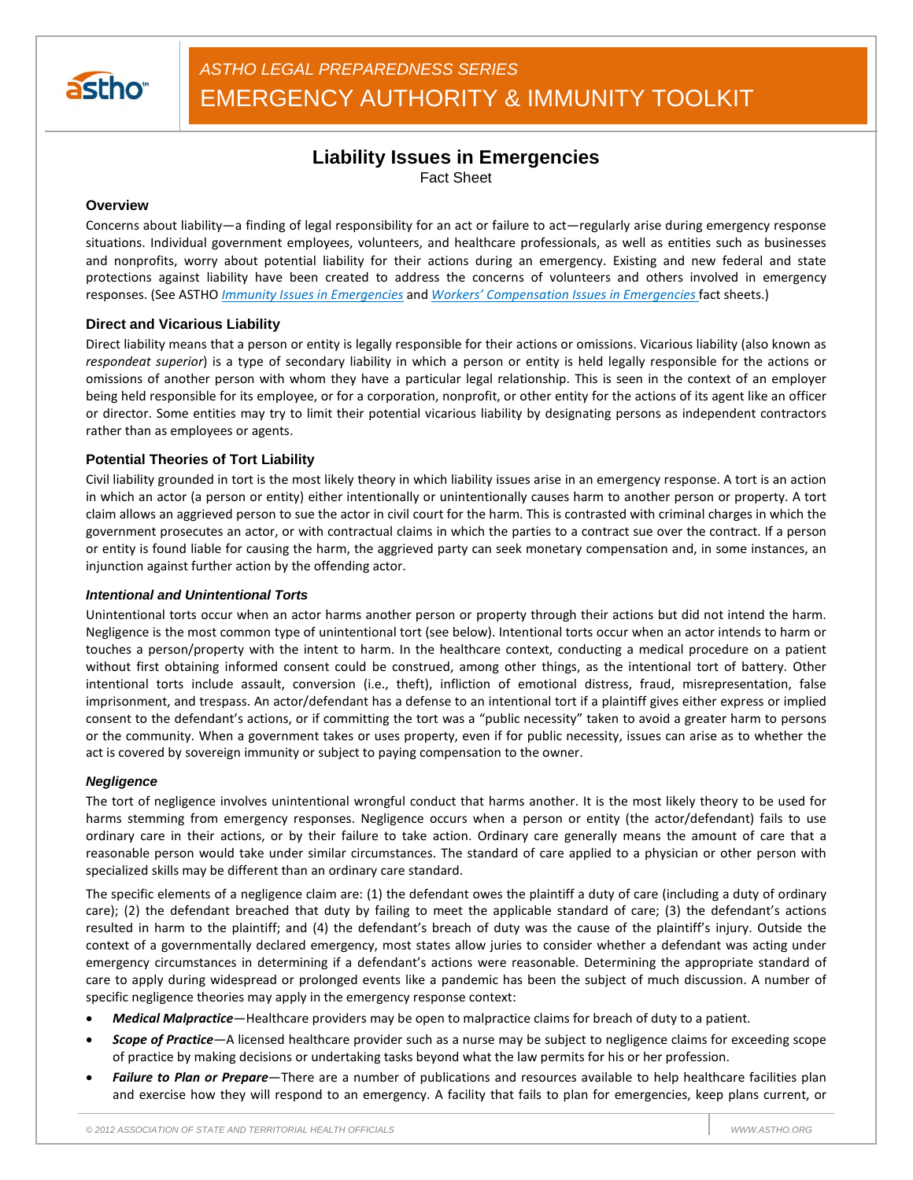*ASTHO LEGAL PREPAREDNESS SERIES*

EMERGENCY AUTHORITY & IMMUNITY TOOLKIT

# Liability Issues in Emergencies

Fact Sheet

## Overview

Concerns about liability—a finding of legal responsibility for an act or failure to act—regularly arise during emergency response situations. Individual government employees, volunteers, and healthcare professionals, as well as entities such as businesses and nonprofits, worry about potential liability for their actions during an emergency. Existing and new federal and state protections against liability have been created to address the concerns of volunteers and others involved in emergency responses. (See ASTHO *Immunity Issues in Emergencies* and *Workers' Compensation Issues in Emergencies* fact sheets.)

## Direct and Vicarious Liability

Direct liability means that a person or entity is legally responsible for their actions or omissions. Vicarious liability (also known as *respondeat superior*) is a type of secondary liability in which a person or entity is held legally responsible for the actions or omissions of another person with whom they have a particular legal relationship. This is seen in the context of an employer being held responsible for its employee, or for a corporation, nonprofit, or other entity for the actions of its agent like an officer or director. Some entities may try to limit their potential vicarious liability by designating persons as independent contractors rather than as employees or agents.

## Potential Theories of Tort Liability

Civil liability grounded in tort is the most likely theory in which liability issues arise in an emergency response. A tort is an action in which an actor (a person or entity) either intentionally or unintentionally causes harm to another person or property. A tort claim allows an aggrieved person to sue the actor in civil court for the harm. This is contrasted with criminal charges in which the government prosecutes an actor, or with contractual claims in which the parties to a contract sue over the contract. If a person or entity is found liable for causing the harm, the aggrieved party can seek monetary compensation and, in some instances, an injunction against further action by the offending actor.

### *Intentional and Unintentional Torts*

Unintentional torts occur when an actor harms another person or property through their actions but did not intend the harm. Negligence is the most common type of unintentional tort (see below). Intentional torts occur when an actor intends to harm or touches a person/property with the intent to harm. In the healthcare context, conducting a medical procedure on a patient without first obtaining informed consent could be construed, among other things, as the intentional tort of battery. Other intentional torts include assault, conversion (i.e., theft), infliction of emotional distress, fraud, misrepresentation, false imprisonment, and trespass. An actor/defendant has a defense to an intentional tort if a plaintiff gives either express or implied consent to the defendant's actions, or if committing the tort was a "public necessity" taken to avoid a greater harm to persons or the community. When a government takes or uses property, even if for public necessity, issues can arise as to whether the act is covered by sovereign immunity or subject to paying compensation to the owner.

### *Negligence*

The tort of negligence involves unintentional wrongful conduct that harms another. It is the most likely theory to be used for harms stemming from emergency responses. Negligence occurs when a person or entity (the actor/defendant) fails to use ordinary care in their actions, or by their failure to take action. Ordinary care generally means the amount of care that a reasonable person would take under similar circumstances. The standard of care applied to a physician or other person with specialized skills may be different than an ordinary care standard.

The specific elements of a negligence claim are: (1) the defendant owes the plaintiff a duty of care (including a duty of ordinary care); (2) the defendant breached that duty by failing to meet the applicable standard of care; (3) the defendant's actions resulted in harm to the plaintiff; and (4) the defendant's breach of duty was the cause of the plaintiff's injury. Outside the context of a governmentally declared emergency, most states allow juries to consider whether a defendant was acting under emergency circumstances in determining if a defendant's actions were reasonable. Determining the appropriate standard of care to apply during widespread or prolonged events like a pandemic has been the subject of much discussion. A number of specific negligence theories may apply in the emergency response context:

- ***Medical Malpractice***—Healthcare providers may be open to malpractice claims for breach of duty to a patient.
- ***Scope of Practice***—A licensed healthcare provider such as a nurse may be subject to negligence claims for exceeding scope of practice by making decisions or undertaking tasks beyond what the law permits for his or her profession.
- ***Failure to Plan or Prepare***—There are a number of publications and resources available to help healthcare facilities plan and exercise how they will respond to an emergency. A facility that fails to plan for emergencies, keep plans current, or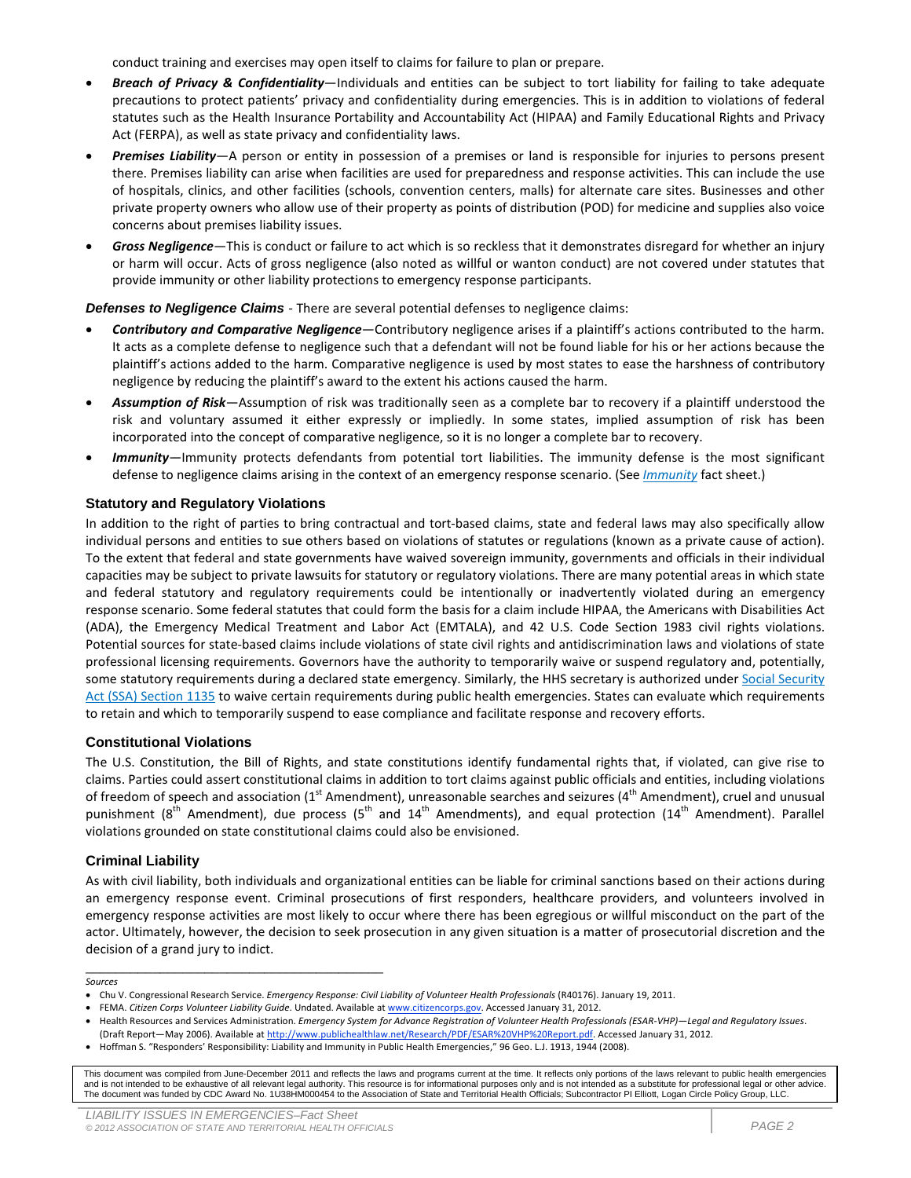conduct training and exercises may open itself to claims for failure to plan or prepare.

- ***Breach of Privacy & Confidentiality***—Individuals and entities can be subject to tort liability for failing to take adequate precautions to protect patients' privacy and confidentiality during emergencies. This is in addition to violations of federal statutes such as the Health Insurance Portability and Accountability Act (HIPAA) and Family Educational Rights and Privacy Act (FERPA), as well as state privacy and confidentiality laws.
- ***Premises Liability***—A person or entity in possession of a premises or land is responsible for injuries to persons present there. Premises liability can arise when facilities are used for preparedness and response activities. This can include the use of hospitals, clinics, and other facilities (schools, convention centers, malls) for alternate care sites. Businesses and other private property owners who allow use of their property as points of distribution (POD) for medicine and supplies also voice concerns about premises liability issues.
- ***Gross Negligence***—This is conduct or failure to act which is so reckless that it demonstrates disregard for whether an injury or harm will occur. Acts of gross negligence (also noted as willful or wanton conduct) are not covered under statutes that provide immunity or other liability protections to emergency response participants.

***Defenses to Negligence Claims*** - There are several potential defenses to negligence claims:

- ***Contributory and Comparative Negligence***—Contributory negligence arises if a plaintiff's actions contributed to the harm. It acts as a complete defense to negligence such that a defendant will not be found liable for his or her actions because the plaintiff's actions added to the harm. Comparative negligence is used by most states to ease the harshness of contributory negligence by reducing the plaintiff's award to the extent his actions caused the harm.
- ***Assumption of Risk***—Assumption of risk was traditionally seen as a complete bar to recovery if a plaintiff understood the risk and voluntary assumed it either expressly or impliedly. In some states, implied assumption of risk has been incorporated into the concept of comparative negligence, so it is no longer a complete bar to recovery.
- ***Immunity***—Immunity protects defendants from potential tort liabilities. The immunity defense is the most significant defense to negligence claims arising in the context of an emergency response scenario. (See *Immunity* fact sheet.)

### Statutory and Regulatory Violations

In addition to the right of parties to bring contractual and tort-based claims, state and federal laws may also specifically allow individual persons and entities to sue others based on violations of statutes or regulations (known as a private cause of action). To the extent that federal and state governments have waived sovereign immunity, governments and officials in their individual capacities may be subject to private lawsuits for statutory or regulatory violations. There are many potential areas in which state and federal statutory and regulatory requirements could be intentionally or inadvertently violated during an emergency response scenario. Some federal statutes that could form the basis for a claim include HIPAA, the Americans with Disabilities Act (ADA), the Emergency Medical Treatment and Labor Act (EMTALA), and 42 U.S. Code Section 1983 civil rights violations. Potential sources for state-based claims include violations of state civil rights and antidiscrimination laws and violations of state professional licensing requirements. Governors have the authority to temporarily waive or suspend regulatory and, potentially, some statutory requirements during a declared state emergency. Similarly, the HHS secretary is authorized under Social Security Act (SSA) Section 1135 to waive certain requirements during public health emergencies. States can evaluate which requirements to retain and which to temporarily suspend to ease compliance and facilitate response and recovery efforts.

### Constitutional Violations

The U.S. Constitution, the Bill of Rights, and state constitutions identify fundamental rights that, if violated, can give rise to claims. Parties could assert constitutional claims in addition to tort claims against public officials and entities, including violations of freedom of speech and association (1st Amendment), unreasonable searches and seizures (4th Amendment), cruel and unusual punishment (8th Amendment), due process (5th and 14th Amendments), and equal protection (14th Amendment). Parallel violations grounded on state constitutional claims could also be envisioned.

### Criminal Liability

As with civil liability, both individuals and organizational entities can be liable for criminal sanctions based on their actions during an emergency response event. Criminal prosecutions of first responders, healthcare providers, and volunteers involved in emergency response activities are most likely to occur where there has been egregious or willful misconduct on the part of the actor. Ultimately, however, the decision to seek prosecution in any given situation is a matter of prosecutorial discretion and the decision of a grand jury to indict.

---

*Sources*

- Chu V. Congressional Research Service. *Emergency Response: Civil Liability of Volunteer Health Professionals* (R40176). January 19, 2011.
- FEMA. *Citizen Corps Volunteer Liability Guide*. Undated. Available at www.citizencorps.gov. Accessed January 31, 2012.
- Health Resources and Services Administration. *Emergency System for Advance Registration of Volunteer Health Professionals (ESAR-VHP)—Legal and Regulatory Issues*. (Draft Report—May 2006). Available at http://www.publichealthlaw.net/Research/PDF/ESAR%20VHP%20Report.pdf. Accessed January 31, 2012.
- Hoffman S. "Responders' Responsibility: Liability and Immunity in Public Health Emergencies," 96 Geo. L.J. 1913, 1944 (2008).

This document was compiled from June-December 2011 and reflects the laws and programs current at the time. It reflects only portions of the laws relevant to public health emergencies and is not intended to be exhaustive of all relevant legal authority. This resource is for informational purposes only and is not intended as a substitute for professional legal or other advice. The document was funded by CDC Award No. 1U38HM000454 to the Association of State and Territorial Health Officials; Subcontractor PI Elliott, Logan Circle Policy Group, LLC.